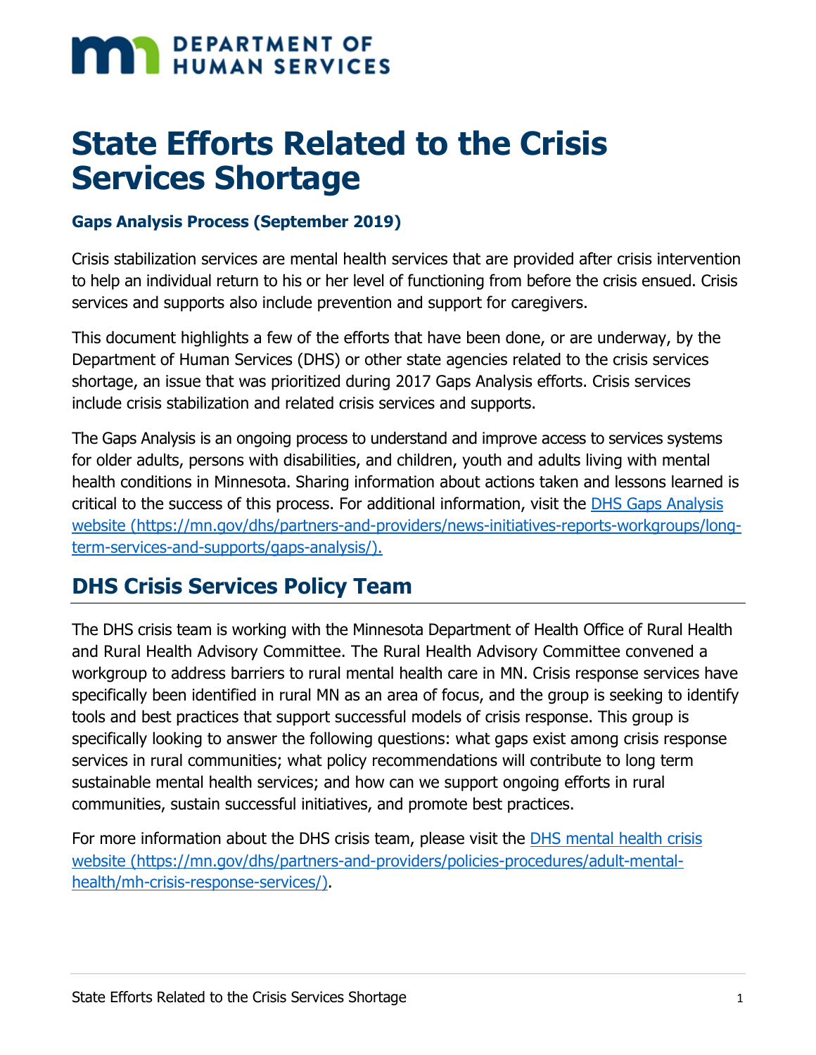# State Efforts Related to the Crisis Services Shortage

**Gaps Analysis Process (September 2019)**

Crisis stabilization services are mental health services that are provided after crisis intervention to help an individual return to his or her level of functioning from before the crisis ensued. Crisis services and supports also include prevention and support for caregivers.

This document highlights a few of the efforts that have been done, or are underway, by the Department of Human Services (DHS) or other state agencies related to the crisis services shortage, an issue that was prioritized during 2017 Gaps Analysis efforts. Crisis services include crisis stabilization and related crisis services and supports.

The Gaps Analysis is an ongoing process to understand and improve access to services systems for older adults, persons with disabilities, and children, youth and adults living with mental health conditions in Minnesota. Sharing information about actions taken and lessons learned is critical to the success of this process. For additional information, visit the [DHS Gaps Analysis website (https://mn.gov/dhs/partners-and-providers/news-initiatives-reports-workgroups/long-term-services-and-supports/gaps-analysis/).](https://mn.gov/dhs/partners-and-providers/news-initiatives-reports-workgroups/long-term-services-and-supports/gaps-analysis/)

## DHS Crisis Services Policy Team

The DHS crisis team is working with the Minnesota Department of Health Office of Rural Health and Rural Health Advisory Committee. The Rural Health Advisory Committee convened a workgroup to address barriers to rural mental health care in MN. Crisis response services have specifically been identified in rural MN as an area of focus, and the group is seeking to identify tools and best practices that support successful models of crisis response. This group is specifically looking to answer the following questions: what gaps exist among crisis response services in rural communities; what policy recommendations will contribute to long term sustainable mental health services; and how can we support ongoing efforts in rural communities, sustain successful initiatives, and promote best practices.

For more information about the DHS crisis team, please visit the [DHS mental health crisis website (https://mn.gov/dhs/partners-and-providers/policies-procedures/adult-mental-health/mh-crisis-response-services/)](https://mn.gov/dhs/partners-and-providers/policies-procedures/adult-mental-health/mh-crisis-response-services/).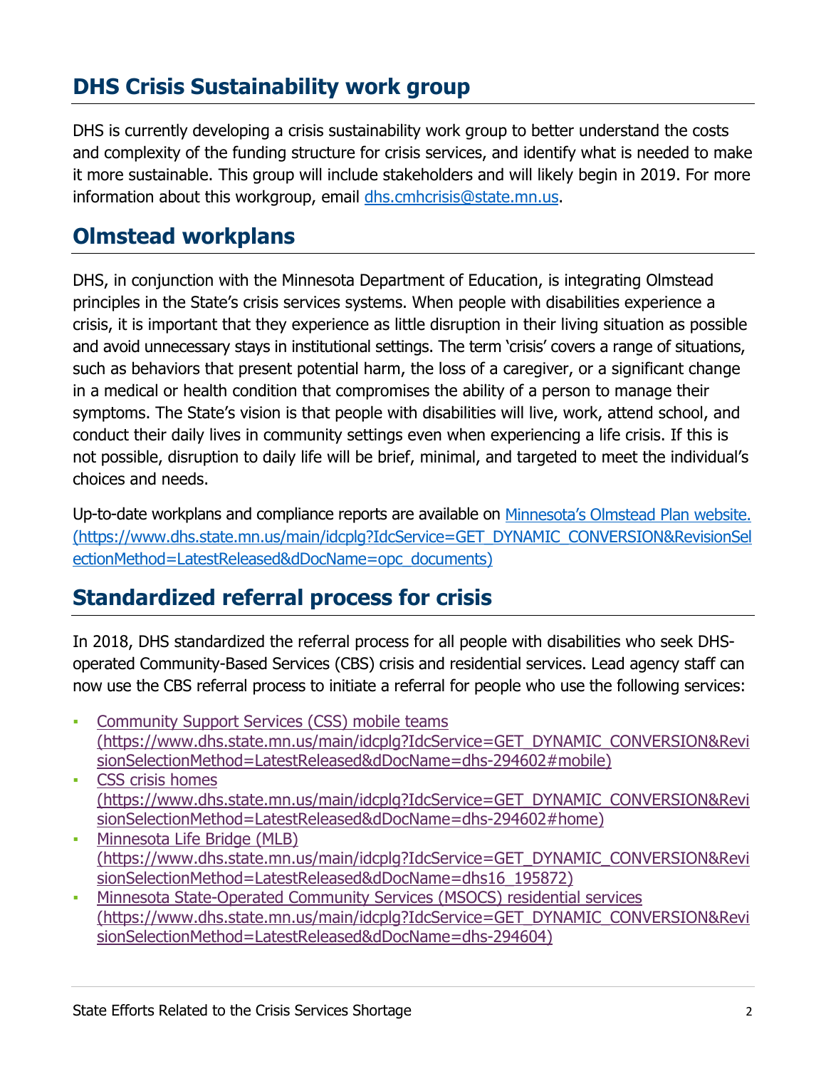## DHS Crisis Sustainability work group

DHS is currently developing a crisis sustainability work group to better understand the costs and complexity of the funding structure for crisis services, and identify what is needed to make it more sustainable. This group will include stakeholders and will likely begin in 2019. For more information about this workgroup, email dhs.cmhcrisis@state.mn.us.

## Olmstead workplans

DHS, in conjunction with the Minnesota Department of Education, is integrating Olmstead principles in the State's crisis services systems. When people with disabilities experience a crisis, it is important that they experience as little disruption in their living situation as possible and avoid unnecessary stays in institutional settings. The term 'crisis' covers a range of situations, such as behaviors that present potential harm, the loss of a caregiver, or a significant change in a medical or health condition that compromises the ability of a person to manage their symptoms. The State's vision is that people with disabilities will live, work, attend school, and conduct their daily lives in community settings even when experiencing a life crisis. If this is not possible, disruption to daily life will be brief, minimal, and targeted to meet the individual's choices and needs.

Up-to-date workplans and compliance reports are available on [Minnesota's Olmstead Plan website. (https://www.dhs.state.mn.us/main/idcplg?IdcService=GET_DYNAMIC_CONVERSION&RevisionSelectionMethod=LatestReleased&dDocName=opc_documents)](https://www.dhs.state.mn.us/main/idcplg?IdcService=GET_DYNAMIC_CONVERSION&RevisionSelectionMethod=LatestReleased&dDocName=opc_documents)

## Standardized referral process for crisis

In 2018, DHS standardized the referral process for all people with disabilities who seek DHS-operated Community-Based Services (CBS) crisis and residential services. Lead agency staff can now use the CBS referral process to initiate a referral for people who use the following services:

- [Community Support Services (CSS) mobile teams (https://www.dhs.state.mn.us/main/idcplg?IdcService=GET_DYNAMIC_CONVERSION&RevisionSelectionMethod=LatestReleased&dDocName=dhs-294602#mobile)](https://www.dhs.state.mn.us/main/idcplg?IdcService=GET_DYNAMIC_CONVERSION&RevisionSelectionMethod=LatestReleased&dDocName=dhs-294602#mobile)
- [CSS crisis homes (https://www.dhs.state.mn.us/main/idcplg?IdcService=GET_DYNAMIC_CONVERSION&RevisionSelectionMethod=LatestReleased&dDocName=dhs-294602#home)](https://www.dhs.state.mn.us/main/idcplg?IdcService=GET_DYNAMIC_CONVERSION&RevisionSelectionMethod=LatestReleased&dDocName=dhs-294602#home)
- [Minnesota Life Bridge (MLB) (https://www.dhs.state.mn.us/main/idcplg?IdcService=GET_DYNAMIC_CONVERSION&RevisionSelectionMethod=LatestReleased&dDocName=dhs16_195872)](https://www.dhs.state.mn.us/main/idcplg?IdcService=GET_DYNAMIC_CONVERSION&RevisionSelectionMethod=LatestReleased&dDocName=dhs16_195872)
- [Minnesota State-Operated Community Services (MSOCS) residential services (https://www.dhs.state.mn.us/main/idcplg?IdcService=GET_DYNAMIC_CONVERSION&RevisionSelectionMethod=LatestReleased&dDocName=dhs-294604)](https://www.dhs.state.mn.us/main/idcplg?IdcService=GET_DYNAMIC_CONVERSION&RevisionSelectionMethod=LatestReleased&dDocName=dhs-294604)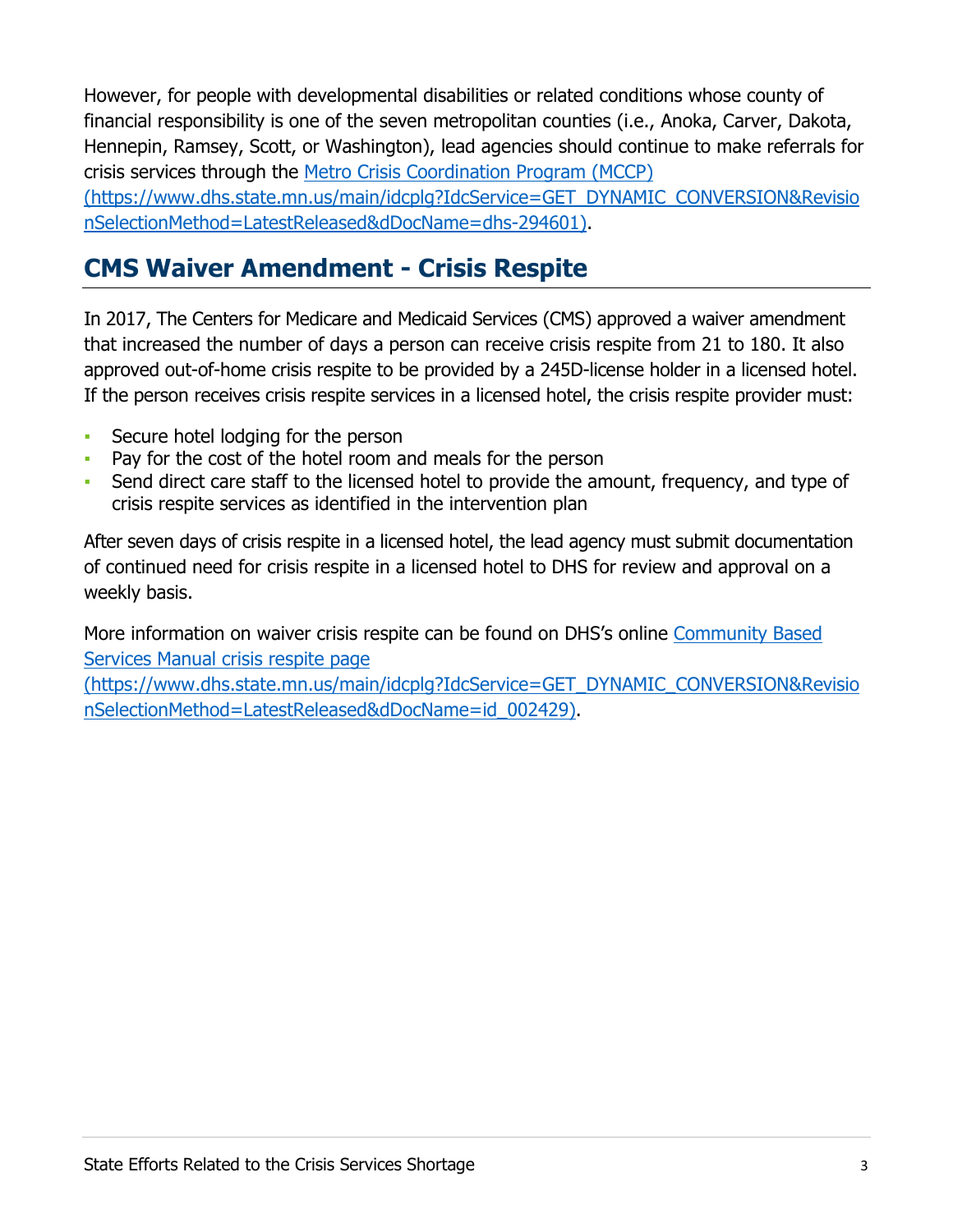However, for people with developmental disabilities or related conditions whose county of financial responsibility is one of the seven metropolitan counties (i.e., Anoka, Carver, Dakota, Hennepin, Ramsey, Scott, or Washington), lead agencies should continue to make referrals for crisis services through the [Metro Crisis Coordination Program (MCCP) (https://www.dhs.state.mn.us/main/idcplg?IdcService=GET_DYNAMIC_CONVERSION&RevisionSelectionMethod=LatestReleased&dDocName=dhs-294601)](https://www.dhs.state.mn.us/main/idcplg?IdcService=GET_DYNAMIC_CONVERSION&RevisionSelectionMethod=LatestReleased&dDocName=dhs-294601).

## CMS Waiver Amendment - Crisis Respite

In 2017, The Centers for Medicare and Medicaid Services (CMS) approved a waiver amendment that increased the number of days a person can receive crisis respite from 21 to 180. It also approved out-of-home crisis respite to be provided by a 245D-license holder in a licensed hotel. If the person receives crisis respite services in a licensed hotel, the crisis respite provider must:

- Secure hotel lodging for the person
- Pay for the cost of the hotel room and meals for the person
- Send direct care staff to the licensed hotel to provide the amount, frequency, and type of crisis respite services as identified in the intervention plan

After seven days of crisis respite in a licensed hotel, the lead agency must submit documentation of continued need for crisis respite in a licensed hotel to DHS for review and approval on a weekly basis.

More information on waiver crisis respite can be found on DHS's online [Community Based Services Manual crisis respite page (https://www.dhs.state.mn.us/main/idcplg?IdcService=GET_DYNAMIC_CONVERSION&RevisionSelectionMethod=LatestReleased&dDocName=id_002429)](https://www.dhs.state.mn.us/main/idcplg?IdcService=GET_DYNAMIC_CONVERSION&RevisionSelectionMethod=LatestReleased&dDocName=id_002429).